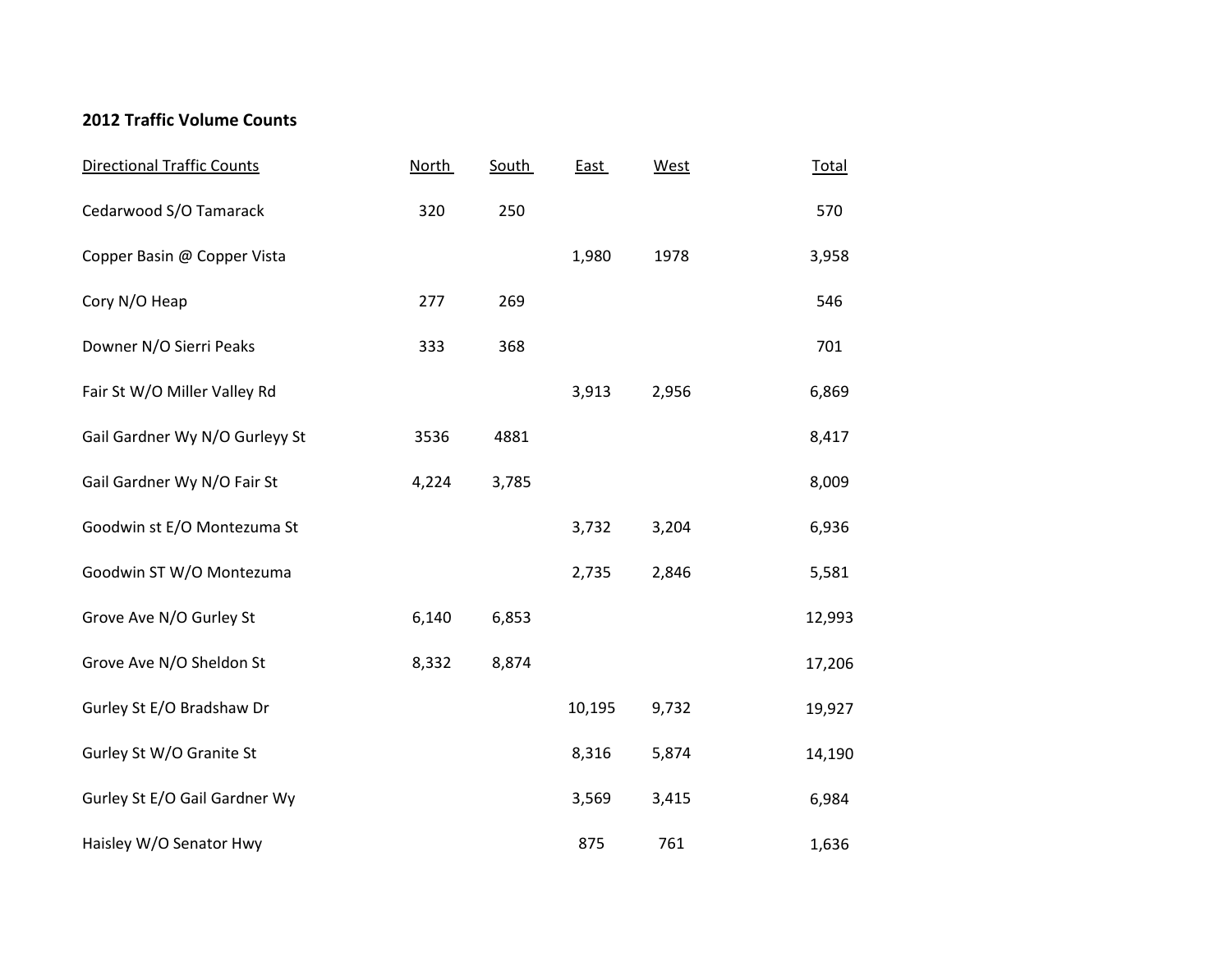**2012 Traffic Volume Counts**

| Directional Traffic Counts | North | South | East | West | Total |
|---|---|---|---|---|---|
| Cedarwood S/O Tamarack | 320 | 250 | | | 570 |
| Copper Basin @ Copper Vista | | | 1,980 | 1978 | 3,958 |
| Cory N/O Heap | 277 | 269 | | | 546 |
| Downer N/O Sierri Peaks | 333 | 368 | | | 701 |
| Fair St W/O Miller Valley Rd | | | 3,913 | 2,956 | 6,869 |
| Gail Gardner Wy N/O Gurleyy St | 3536 | 4881 | | | 8,417 |
| Gail Gardner Wy N/O Fair St | 4,224 | 3,785 | | | 8,009 |
| Goodwin st E/O Montezuma St | | | 3,732 | 3,204 | 6,936 |
| Goodwin ST W/O Montezuma | | | 2,735 | 2,846 | 5,581 |
| Grove Ave N/O Gurley St | 6,140 | 6,853 | | | 12,993 |
| Grove Ave N/O Sheldon St | 8,332 | 8,874 | | | 17,206 |
| Gurley St E/O Bradshaw Dr | | | 10,195 | 9,732 | 19,927 |
| Gurley St W/O Granite St | | | 8,316 | 5,874 | 14,190 |
| Gurley St E/O Gail Gardner Wy | | | 3,569 | 3,415 | 6,984 |
| Haisley W/O Senator Hwy | | | 875 | 761 | 1,636 |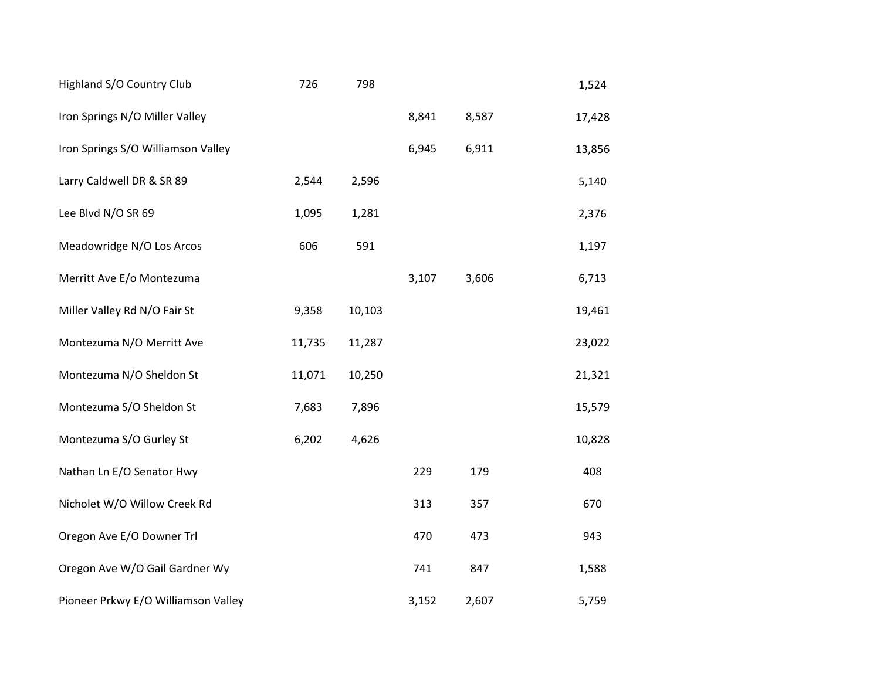| | | | | | |
|---|---|---|---|---|---|
| Highland S/O Country Club | 726 | 798 | | | 1,524 |
| Iron Springs N/O Miller Valley | | | 8,841 | 8,587 | 17,428 |
| Iron Springs S/O Williamson Valley | | | 6,945 | 6,911 | 13,856 |
| Larry Caldwell DR & SR 89 | 2,544 | 2,596 | | | 5,140 |
| Lee Blvd N/O SR 69 | 1,095 | 1,281 | | | 2,376 |
| Meadowridge N/O Los Arcos | 606 | 591 | | | 1,197 |
| Merritt Ave E/o Montezuma | | | 3,107 | 3,606 | 6,713 |
| Miller Valley Rd N/O Fair St | 9,358 | 10,103 | | | 19,461 |
| Montezuma N/O Merritt Ave | 11,735 | 11,287 | | | 23,022 |
| Montezuma N/O Sheldon St | 11,071 | 10,250 | | | 21,321 |
| Montezuma S/O Sheldon St | 7,683 | 7,896 | | | 15,579 |
| Montezuma S/O Gurley St | 6,202 | 4,626 | | | 10,828 |
| Nathan Ln E/O Senator Hwy | | | 229 | 179 | 408 |
| Nicholet W/O Willow Creek Rd | | | 313 | 357 | 670 |
| Oregon Ave E/O Downer Trl | | | 470 | 473 | 943 |
| Oregon Ave W/O Gail Gardner Wy | | | 741 | 847 | 1,588 |
| Pioneer Prkwy E/O Williamson Valley | | | 3,152 | 2,607 | 5,759 |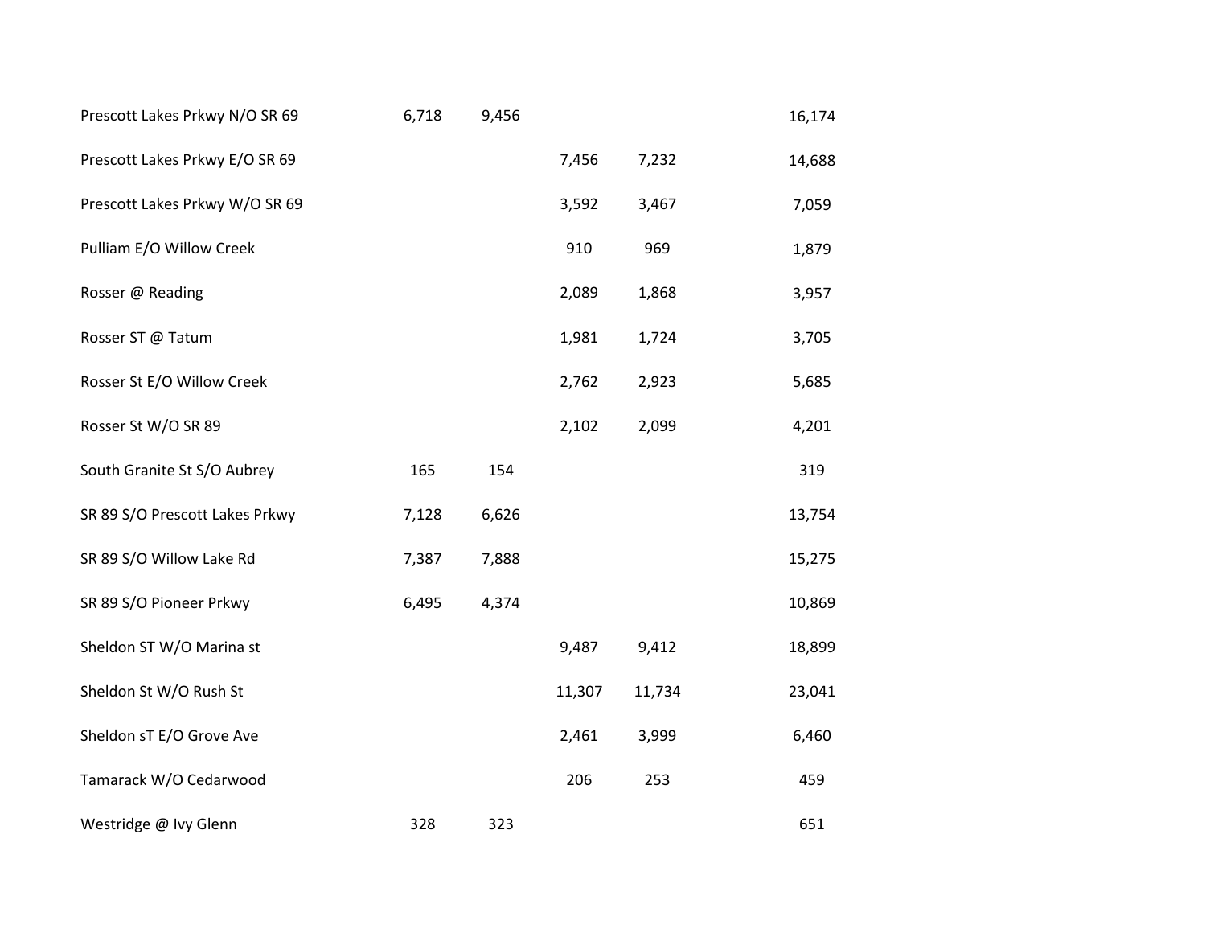| | | | | | | |
|---|---|---|---|---|---|---|
| Prescott Lakes Prkwy N/O SR 69 | 6,718 | 9,456 | | | | 16,174 |
| Prescott Lakes Prkwy E/O SR 69 | | | 7,456 | 7,232 | | 14,688 |
| Prescott Lakes Prkwy W/O SR 69 | | | 3,592 | 3,467 | | 7,059 |
| Pulliam E/O Willow Creek | | | 910 | 969 | | 1,879 |
| Rosser @ Reading | | | 2,089 | 1,868 | | 3,957 |
| Rosser ST @ Tatum | | | 1,981 | 1,724 | | 3,705 |
| Rosser St E/O Willow Creek | | | 2,762 | 2,923 | | 5,685 |
| Rosser St W/O SR 89 | | | 2,102 | 2,099 | | 4,201 |
| South Granite St S/O Aubrey | 165 | 154 | | | | 319 |
| SR 89 S/O Prescott Lakes Prkwy | 7,128 | 6,626 | | | | 13,754 |
| SR 89 S/O Willow Lake Rd | 7,387 | 7,888 | | | | 15,275 |
| SR 89 S/O Pioneer Prkwy | 6,495 | 4,374 | | | | 10,869 |
| Sheldon ST W/O Marina st | | | 9,487 | 9,412 | | 18,899 |
| Sheldon St W/O Rush St | | | 11,307 | 11,734 | | 23,041 |
| Sheldon sT E/O Grove Ave | | | 2,461 | 3,999 | | 6,460 |
| Tamarack W/O Cedarwood | | | 206 | 253 | | 459 |
| Westridge @ Ivy Glenn | 328 | 323 | | | | 651 |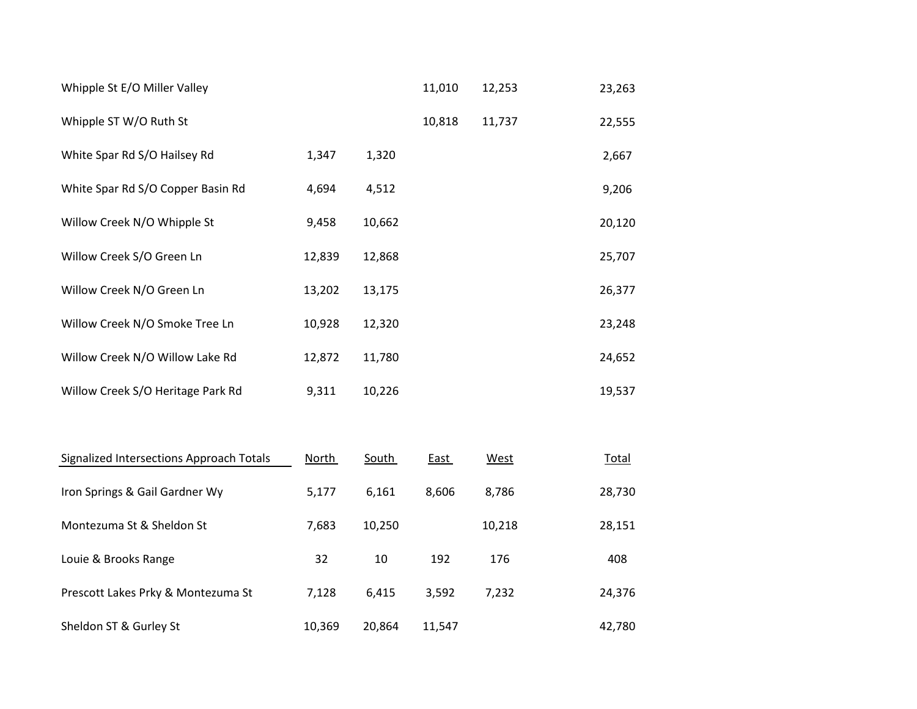| | | | | | |
|---|---|---|---|---|---|
| Whipple St E/O Miller Valley | | | 11,010 | 12,253 | 23,263 |
| Whipple ST W/O Ruth St | | | 10,818 | 11,737 | 22,555 |
| White Spar Rd S/O Hailsey Rd | 1,347 | 1,320 | | | 2,667 |
| White Spar Rd S/O Copper Basin Rd | 4,694 | 4,512 | | | 9,206 |
| Willow Creek N/O Whipple St | 9,458 | 10,662 | | | 20,120 |
| Willow Creek S/O Green Ln | 12,839 | 12,868 | | | 25,707 |
| Willow Creek N/O Green Ln | 13,202 | 13,175 | | | 26,377 |
| Willow Creek N/O Smoke Tree Ln | 10,928 | 12,320 | | | 23,248 |
| Willow Creek N/O Willow Lake Rd | 12,872 | 11,780 | | | 24,652 |
| Willow Creek S/O Heritage Park Rd | 9,311 | 10,226 | | | 19,537 |

| Signalized Intersections Approach Totals | North | South | East | West | Total |
|---|---|---|---|---|---|
| Iron Springs & Gail Gardner Wy | 5,177 | 6,161 | 8,606 | 8,786 | 28,730 |
| Montezuma St & Sheldon St | 7,683 | 10,250 | | 10,218 | 28,151 |
| Louie & Brooks Range | 32 | 10 | 192 | 176 | 408 |
| Prescott Lakes Prky & Montezuma St | 7,128 | 6,415 | 3,592 | 7,232 | 24,376 |
| Sheldon ST & Gurley St | 10,369 | 20,864 | 11,547 | | 42,780 |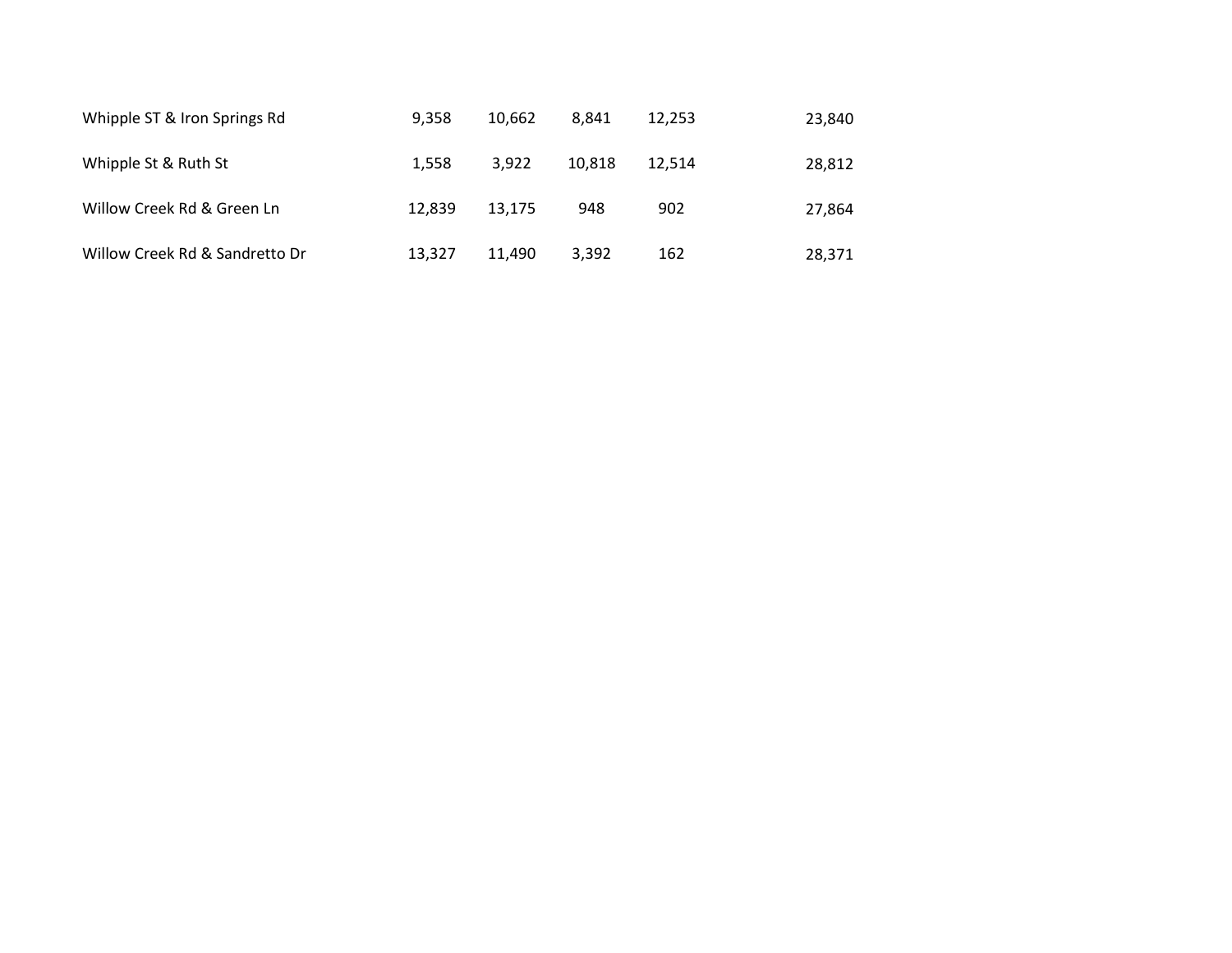| | | | | | |
|---|---|---|---|---|---|
| Whipple ST & Iron Springs Rd | 9,358 | 10,662 | 8,841 | 12,253 | 23,840 |
| Whipple St & Ruth St | 1,558 | 3,922 | 10,818 | 12,514 | 28,812 |
| Willow Creek Rd & Green Ln | 12,839 | 13,175 | 948 | 902 | 27,864 |
| Willow Creek Rd & Sandretto Dr | 13,327 | 11,490 | 3,392 | 162 | 28,371 |